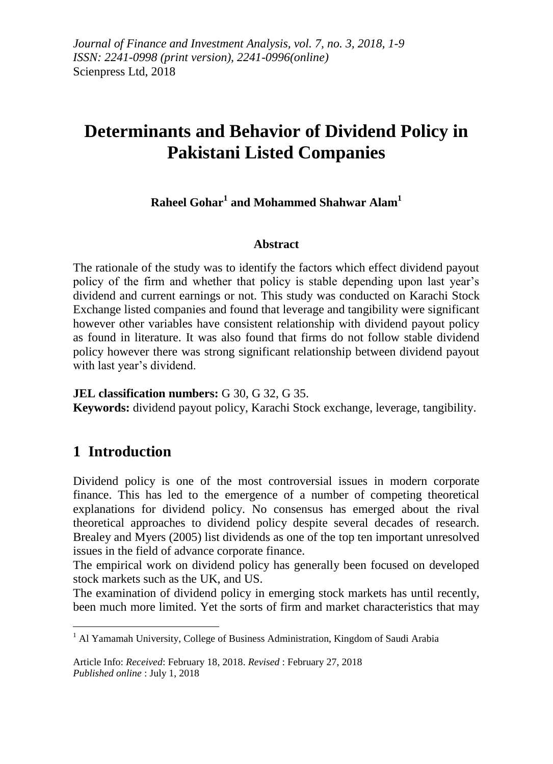# Determinants and Behavior of Dividend Policy in Pakistani Listed Companies

**Raheel Gohar[1] and Mohammed Shahwar Alam[1]**

### Abstract

The rationale of the study was to identify the factors which effect dividend payout policy of the firm and whether that policy is stable depending upon last year's dividend and current earnings or not. This study was conducted on Karachi Stock Exchange listed companies and found that leverage and tangibility were significant however other variables have consistent relationship with dividend payout policy as found in literature. It was also found that firms do not follow stable dividend policy however there was strong significant relationship between dividend payout with last year's dividend.

**JEL classification numbers:** G 30, G 32, G 35.
**Keywords:** dividend payout policy, Karachi Stock exchange, leverage, tangibility.

## 1 Introduction

Dividend policy is one of the most controversial issues in modern corporate finance. This has led to the emergence of a number of competing theoretical explanations for dividend policy. No consensus has emerged about the rival theoretical approaches to dividend policy despite several decades of research. Brealey and Myers (2005) list dividends as one of the top ten important unresolved issues in the field of advance corporate finance.

The empirical work on dividend policy has generally been focused on developed stock markets such as the UK, and US.

The examination of dividend policy in emerging stock markets has until recently, been much more limited. Yet the sorts of firm and market characteristics that may

---

[1] Al Yamamah University, College of Business Administration, Kingdom of Saudi Arabia

Article Info: *Received*: February 18, 2018. *Revised* : February 27, 2018
*Published online* : July 1, 2018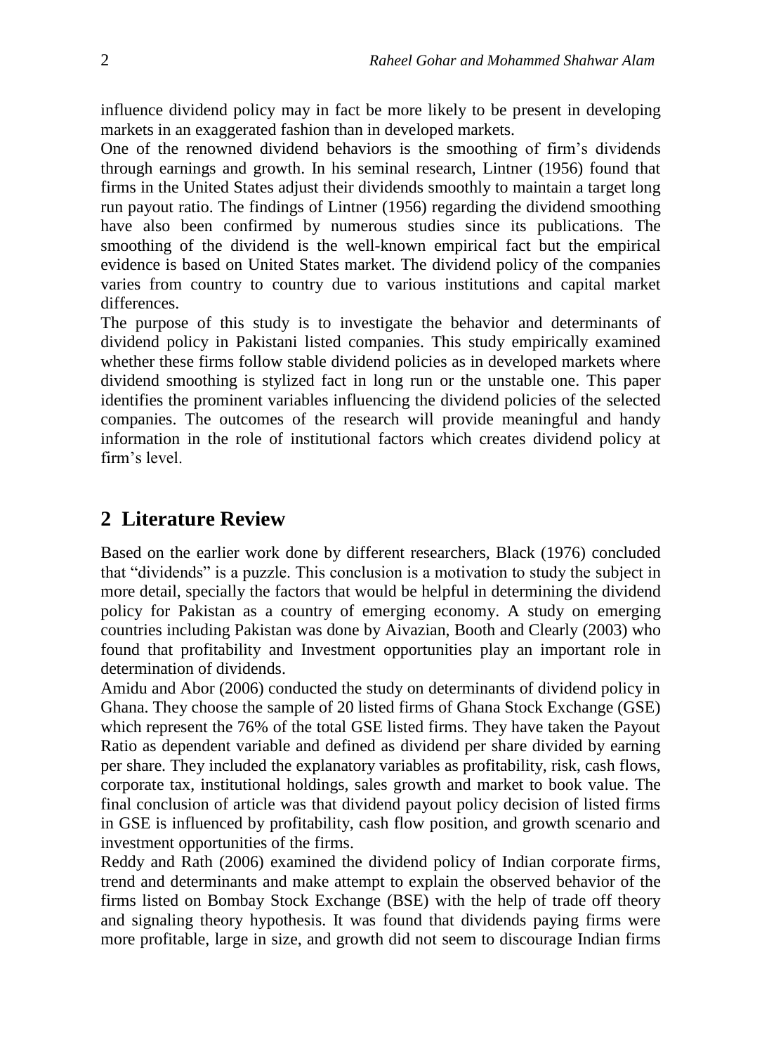influence dividend policy may in fact be more likely to be present in developing markets in an exaggerated fashion than in developed markets.

One of the renowned dividend behaviors is the smoothing of firm's dividends through earnings and growth. In his seminal research, Lintner (1956) found that firms in the United States adjust their dividends smoothly to maintain a target long run payout ratio. The findings of Lintner (1956) regarding the dividend smoothing have also been confirmed by numerous studies since its publications. The smoothing of the dividend is the well-known empirical fact but the empirical evidence is based on United States market. The dividend policy of the companies varies from country to country due to various institutions and capital market differences.

The purpose of this study is to investigate the behavior and determinants of dividend policy in Pakistani listed companies. This study empirically examined whether these firms follow stable dividend policies as in developed markets where dividend smoothing is stylized fact in long run or the unstable one. This paper identifies the prominent variables influencing the dividend policies of the selected companies. The outcomes of the research will provide meaningful and handy information in the role of institutional factors which creates dividend policy at firm's level.

## 2 Literature Review

Based on the earlier work done by different researchers, Black (1976) concluded that "dividends" is a puzzle. This conclusion is a motivation to study the subject in more detail, specially the factors that would be helpful in determining the dividend policy for Pakistan as a country of emerging economy. A study on emerging countries including Pakistan was done by Aivazian, Booth and Clearly (2003) who found that profitability and Investment opportunities play an important role in determination of dividends.

Amidu and Abor (2006) conducted the study on determinants of dividend policy in Ghana. They choose the sample of 20 listed firms of Ghana Stock Exchange (GSE) which represent the 76% of the total GSE listed firms. They have taken the Payout Ratio as dependent variable and defined as dividend per share divided by earning per share. They included the explanatory variables as profitability, risk, cash flows, corporate tax, institutional holdings, sales growth and market to book value. The final conclusion of article was that dividend payout policy decision of listed firms in GSE is influenced by profitability, cash flow position, and growth scenario and investment opportunities of the firms.

Reddy and Rath (2006) examined the dividend policy of Indian corporate firms, trend and determinants and make attempt to explain the observed behavior of the firms listed on Bombay Stock Exchange (BSE) with the help of trade off theory and signaling theory hypothesis. It was found that dividends paying firms were more profitable, large in size, and growth did not seem to discourage Indian firms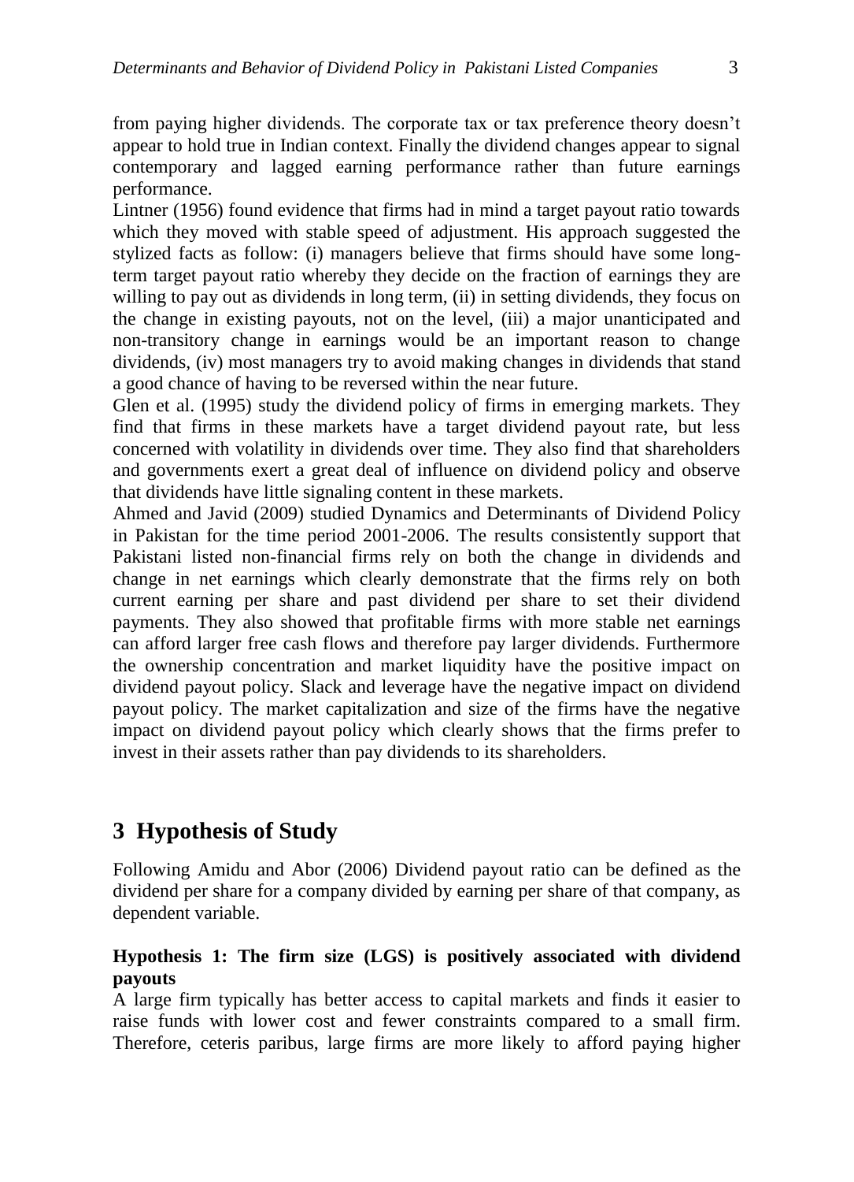from paying higher dividends. The corporate tax or tax preference theory doesn't appear to hold true in Indian context. Finally the dividend changes appear to signal contemporary and lagged earning performance rather than future earnings performance.

Lintner (1956) found evidence that firms had in mind a target payout ratio towards which they moved with stable speed of adjustment. His approach suggested the stylized facts as follow: (i) managers believe that firms should have some long-term target payout ratio whereby they decide on the fraction of earnings they are willing to pay out as dividends in long term, (ii) in setting dividends, they focus on the change in existing payouts, not on the level, (iii) a major unanticipated and non-transitory change in earnings would be an important reason to change dividends, (iv) most managers try to avoid making changes in dividends that stand a good chance of having to be reversed within the near future.

Glen et al. (1995) study the dividend policy of firms in emerging markets. They find that firms in these markets have a target dividend payout rate, but less concerned with volatility in dividends over time. They also find that shareholders and governments exert a great deal of influence on dividend policy and observe that dividends have little signaling content in these markets.

Ahmed and Javid (2009) studied Dynamics and Determinants of Dividend Policy in Pakistan for the time period 2001-2006. The results consistently support that Pakistani listed non-financial firms rely on both the change in dividends and change in net earnings which clearly demonstrate that the firms rely on both current earning per share and past dividend per share to set their dividend payments. They also showed that profitable firms with more stable net earnings can afford larger free cash flows and therefore pay larger dividends. Furthermore the ownership concentration and market liquidity have the positive impact on dividend payout policy. Slack and leverage have the negative impact on dividend payout policy. The market capitalization and size of the firms have the negative impact on dividend payout policy which clearly shows that the firms prefer to invest in their assets rather than pay dividends to its shareholders.

# 3 Hypothesis of Study

Following Amidu and Abor (2006) Dividend payout ratio can be defined as the dividend per share for a company divided by earning per share of that company, as dependent variable.

**Hypothesis 1: The firm size (LGS) is positively associated with dividend payouts**

A large firm typically has better access to capital markets and finds it easier to raise funds with lower cost and fewer constraints compared to a small firm. Therefore, ceteris paribus, large firms are more likely to afford paying higher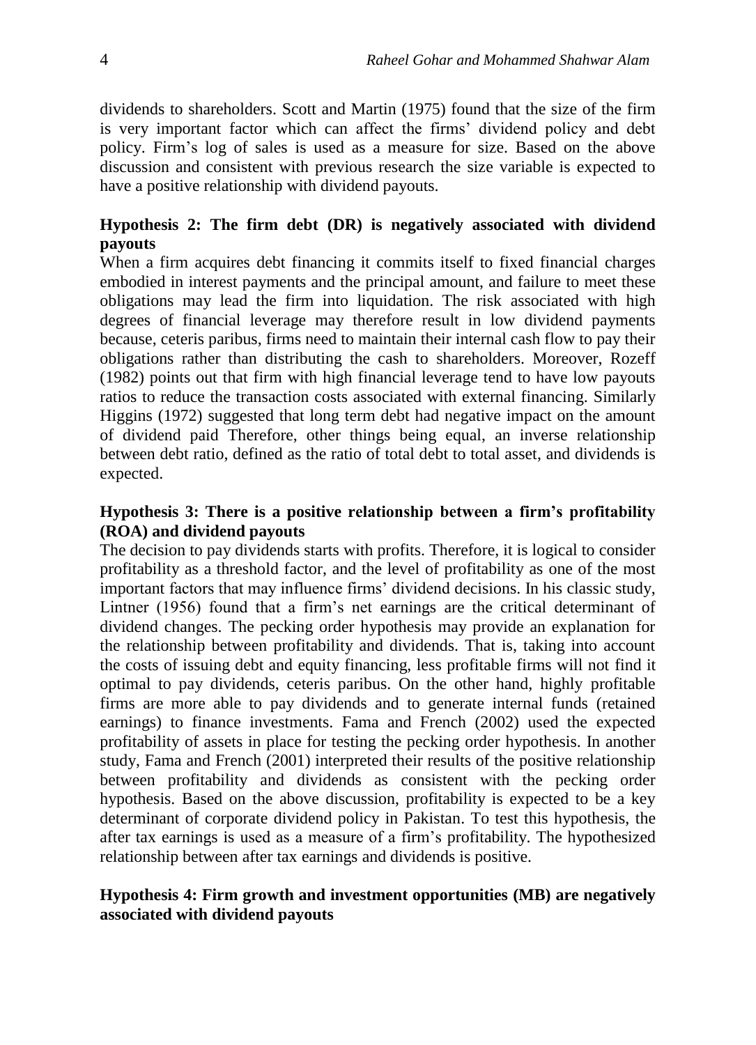dividends to shareholders. Scott and Martin (1975) found that the size of the firm is very important factor which can affect the firms' dividend policy and debt policy. Firm's log of sales is used as a measure for size. Based on the above discussion and consistent with previous research the size variable is expected to have a positive relationship with dividend payouts.

### Hypothesis 2: The firm debt (DR) is negatively associated with dividend payouts

When a firm acquires debt financing it commits itself to fixed financial charges embodied in interest payments and the principal amount, and failure to meet these obligations may lead the firm into liquidation. The risk associated with high degrees of financial leverage may therefore result in low dividend payments because, ceteris paribus, firms need to maintain their internal cash flow to pay their obligations rather than distributing the cash to shareholders. Moreover, Rozeff (1982) points out that firm with high financial leverage tend to have low payouts ratios to reduce the transaction costs associated with external financing. Similarly Higgins (1972) suggested that long term debt had negative impact on the amount of dividend paid Therefore, other things being equal, an inverse relationship between debt ratio, defined as the ratio of total debt to total asset, and dividends is expected.

### Hypothesis 3: There is a positive relationship between a firm's profitability (ROA) and dividend payouts

The decision to pay dividends starts with profits. Therefore, it is logical to consider profitability as a threshold factor, and the level of profitability as one of the most important factors that may influence firms' dividend decisions. In his classic study, Lintner (1956) found that a firm's net earnings are the critical determinant of dividend changes. The pecking order hypothesis may provide an explanation for the relationship between profitability and dividends. That is, taking into account the costs of issuing debt and equity financing, less profitable firms will not find it optimal to pay dividends, ceteris paribus. On the other hand, highly profitable firms are more able to pay dividends and to generate internal funds (retained earnings) to finance investments. Fama and French (2002) used the expected profitability of assets in place for testing the pecking order hypothesis. In another study, Fama and French (2001) interpreted their results of the positive relationship between profitability and dividends as consistent with the pecking order hypothesis. Based on the above discussion, profitability is expected to be a key determinant of corporate dividend policy in Pakistan. To test this hypothesis, the after tax earnings is used as a measure of a firm's profitability. The hypothesized relationship between after tax earnings and dividends is positive.

### Hypothesis 4: Firm growth and investment opportunities (MB) are negatively associated with dividend payouts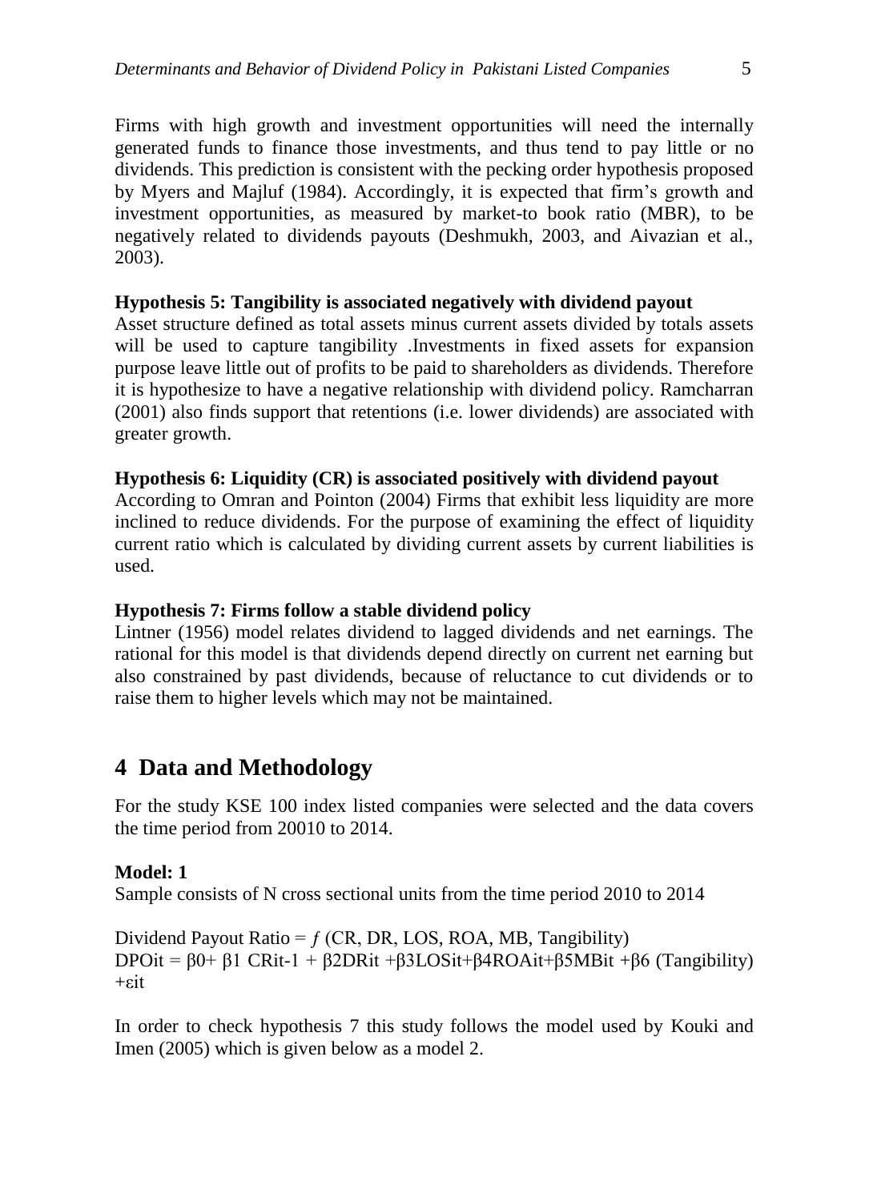Firms with high growth and investment opportunities will need the internally generated funds to finance those investments, and thus tend to pay little or no dividends. This prediction is consistent with the pecking order hypothesis proposed by Myers and Majluf (1984). Accordingly, it is expected that firm's growth and investment opportunities, as measured by market-to book ratio (MBR), to be negatively related to dividends payouts (Deshmukh, 2003, and Aivazian et al., 2003).

**Hypothesis 5: Tangibility is associated negatively with dividend payout**

Asset structure defined as total assets minus current assets divided by totals assets will be used to capture tangibility .Investments in fixed assets for expansion purpose leave little out of profits to be paid to shareholders as dividends. Therefore it is hypothesize to have a negative relationship with dividend policy. Ramcharran (2001) also finds support that retentions (i.e. lower dividends) are associated with greater growth.

**Hypothesis 6: Liquidity (CR) is associated positively with dividend payout**

According to Omran and Pointon (2004) Firms that exhibit less liquidity are more inclined to reduce dividends. For the purpose of examining the effect of liquidity current ratio which is calculated by dividing current assets by current liabilities is used.

**Hypothesis 7: Firms follow a stable dividend policy**

Lintner (1956) model relates dividend to lagged dividends and net earnings. The rational for this model is that dividends depend directly on current net earning but also constrained by past dividends, because of reluctance to cut dividends or to raise them to higher levels which may not be maintained.

## 4 Data and Methodology

For the study KSE 100 index listed companies were selected and the data covers the time period from 20010 to 2014.

**Model: 1**

Sample consists of N cross sectional units from the time period 2010 to 2014

Dividend Payout Ratio = $f$ (CR, DR, LOS, ROA, MB, Tangibility)

$$DPO_{it} = \beta_0 + \beta_1 CR_{it-1} + \beta_2 DR_{it} + \beta_3 LOS_{it} + \beta_4 ROA_{it} + \beta_5 MB_{it} + \beta_6 (Tangibility) + \varepsilon_{it}$$

In order to check hypothesis 7 this study follows the model used by Kouki and Imen (2005) which is given below as a model 2.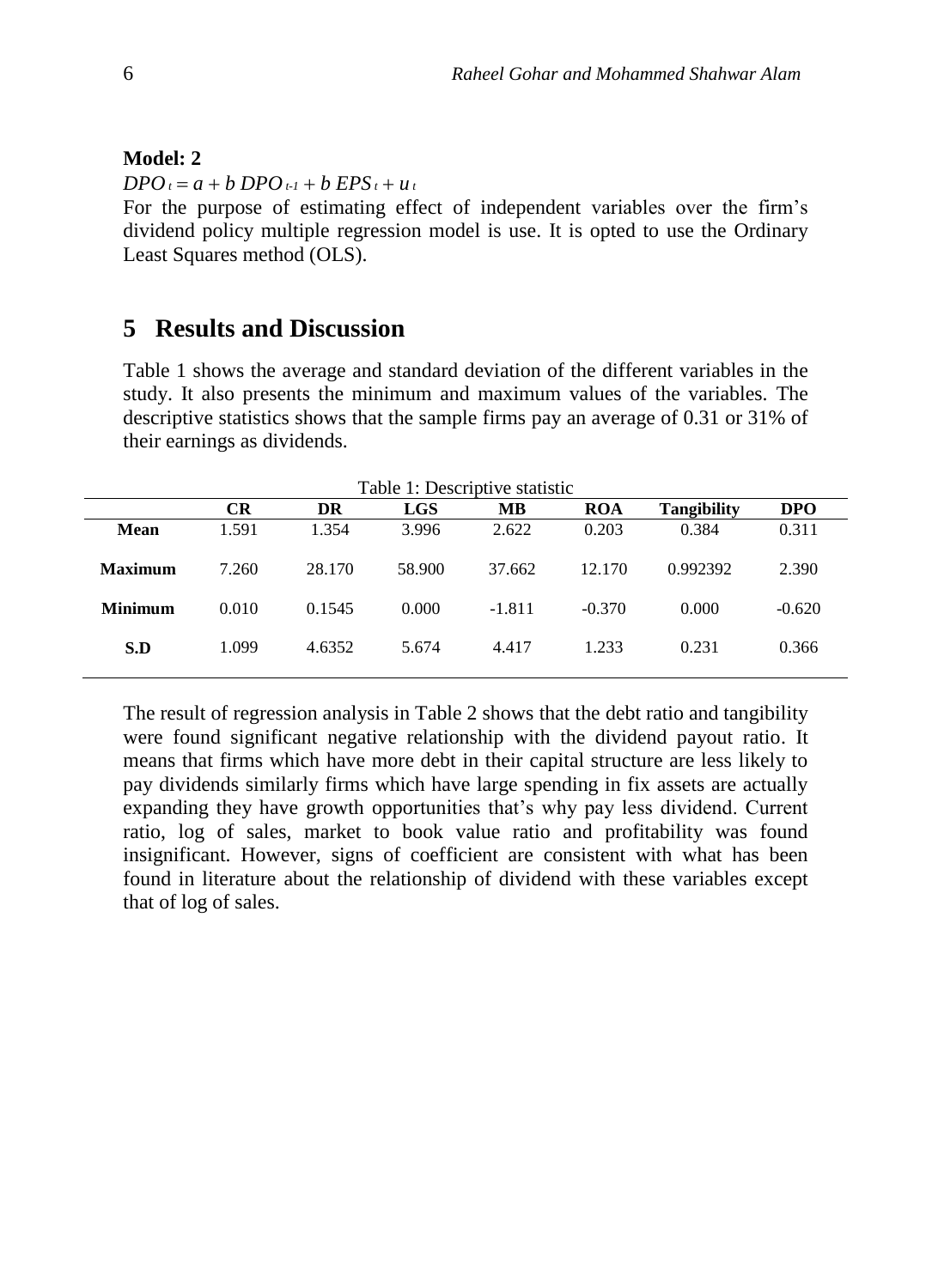**Model: 2**

$$DPO_t = a + b\ DPO_{t-1} + b\ EPS_t + u_t$$

For the purpose of estimating effect of independent variables over the firm's dividend policy multiple regression model is use. It is opted to use the Ordinary Least Squares method (OLS).

## 5 Results and Discussion

Table 1 shows the average and standard deviation of the different variables in the study. It also presents the minimum and maximum values of the variables. The descriptive statistics shows that the sample firms pay an average of 0.31 or 31% of their earnings as dividends.

Table 1: Descriptive statistic

| | CR | DR | LGS | MB | ROA | Tangibility | DPO |
|---|---|---|---|---|---|---|---|
| **Mean** | 1.591 | 1.354 | 3.996 | 2.622 | 0.203 | 0.384 | 0.311 |
| **Maximum** | 7.260 | 28.170 | 58.900 | 37.662 | 12.170 | 0.992392 | 2.390 |
| **Minimum** | 0.010 | 0.1545 | 0.000 | -1.811 | -0.370 | 0.000 | -0.620 |
| **S.D** | 1.099 | 4.6352 | 5.674 | 4.417 | 1.233 | 0.231 | 0.366 |

The result of regression analysis in Table 2 shows that the debt ratio and tangibility were found significant negative relationship with the dividend payout ratio. It means that firms which have more debt in their capital structure are less likely to pay dividends similarly firms which have large spending in fix assets are actually expanding they have growth opportunities that's why pay less dividend. Current ratio, log of sales, market to book value ratio and profitability was found insignificant. However, signs of coefficient are consistent with what has been found in literature about the relationship of dividend with these variables except that of log of sales.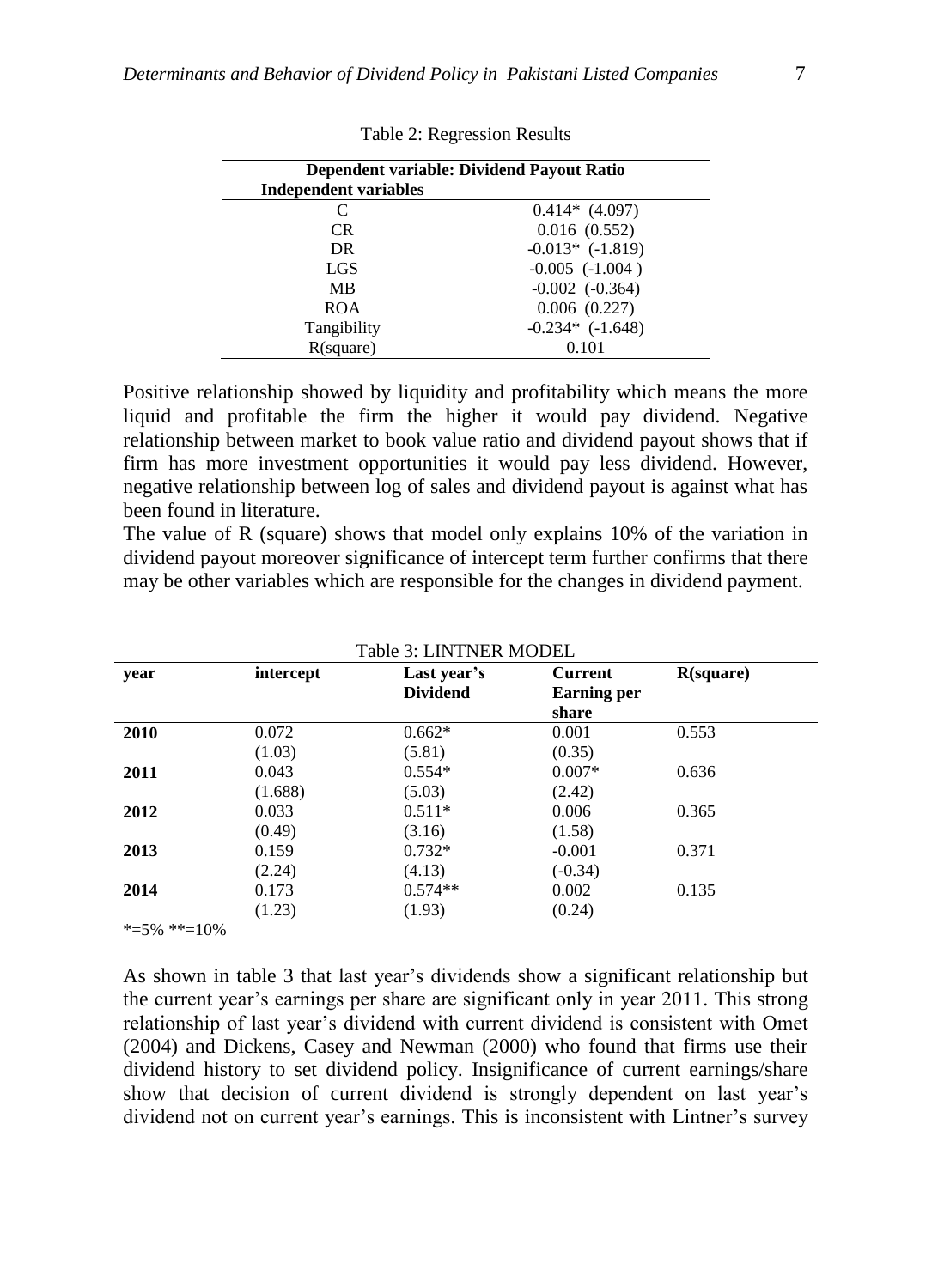Table 2: Regression Results

| Dependent variable: Dividend Payout Ratio | |
|---|---|
| **Independent variables** | |
| C | 0.414* (4.097) |
| CR | 0.016 (0.552) |
| DR | -0.013* (-1.819) |
| LGS | -0.005 (-1.004 ) |
| MB | -0.002 (-0.364) |
| ROA | 0.006 (0.227) |
| Tangibility | -0.234* (-1.648) |
| R(square) | 0.101 |

Positive relationship showed by liquidity and profitability which means the more liquid and profitable the firm the higher it would pay dividend. Negative relationship between market to book value ratio and dividend payout shows that if firm has more investment opportunities it would pay less dividend. However, negative relationship between log of sales and dividend payout is against what has been found in literature.

The value of R (square) shows that model only explains 10% of the variation in dividend payout moreover significance of intercept term further confirms that there may be other variables which are responsible for the changes in dividend payment.

Table 3: LINTNER MODEL

| year | intercept | Last year's Dividend | Current Earning per share | R(square) |
|---|---|---|---|---|
| **2010** | 0.072 | 0.662* | 0.001 | 0.553 |
| | (1.03) | (5.81) | (0.35) | |
| **2011** | 0.043 | 0.554* | 0.007* | 0.636 |
| | (1.688) | (5.03) | (2.42) | |
| **2012** | 0.033 | 0.511* | 0.006 | 0.365 |
| | (0.49) | (3.16) | (1.58) | |
| **2013** | 0.159 | 0.732* | -0.001 | 0.371 |
| | (2.24) | (4.13) | (-0.34) | |
| **2014** | 0.173 | 0.574** | 0.002 | 0.135 |
| | (1.23) | (1.93) | (0.24) | |

*=5% **=10%

As shown in table 3 that last year's dividends show a significant relationship but the current year's earnings per share are significant only in year 2011. This strong relationship of last year's dividend with current dividend is consistent with Omet (2004) and Dickens, Casey and Newman (2000) who found that firms use their dividend history to set dividend policy. Insignificance of current earnings/share show that decision of current dividend is strongly dependent on last year's dividend not on current year's earnings. This is inconsistent with Lintner's survey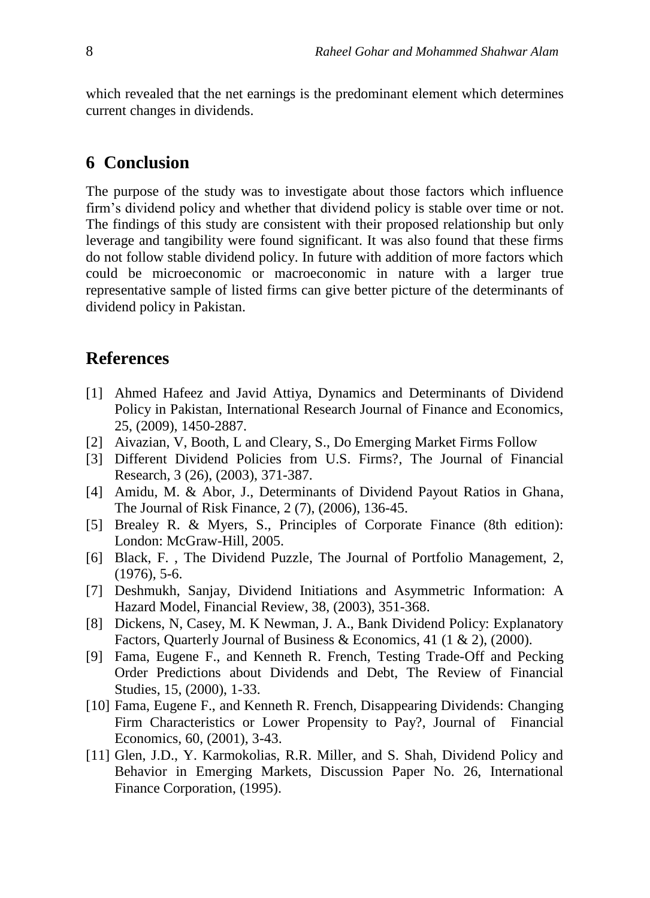which revealed that the net earnings is the predominant element which determines current changes in dividends.

## 6 Conclusion

The purpose of the study was to investigate about those factors which influence firm's dividend policy and whether that dividend policy is stable over time or not. The findings of this study are consistent with their proposed relationship but only leverage and tangibility were found significant. It was also found that these firms do not follow stable dividend policy. In future with addition of more factors which could be microeconomic or macroeconomic in nature with a larger true representative sample of listed firms can give better picture of the determinants of dividend policy in Pakistan.

## References

[1] Ahmed Hafeez and Javid Attiya, Dynamics and Determinants of Dividend Policy in Pakistan, International Research Journal of Finance and Economics, 25, (2009), 1450-2887.

[2] Aivazian, V, Booth, L and Cleary, S., Do Emerging Market Firms Follow

[3] Different Dividend Policies from U.S. Firms?, The Journal of Financial Research, 3 (26), (2003), 371-387.

[4] Amidu, M. & Abor, J., Determinants of Dividend Payout Ratios in Ghana, The Journal of Risk Finance, 2 (7), (2006), 136-45.

[5] Brealey R. & Myers, S., Principles of Corporate Finance (8th edition): London: McGraw-Hill, 2005.

[6] Black, F. , The Dividend Puzzle, The Journal of Portfolio Management, 2, (1976), 5-6.

[7] Deshmukh, Sanjay, Dividend Initiations and Asymmetric Information: A Hazard Model, Financial Review, 38, (2003), 351-368.

[8] Dickens, N, Casey, M. K Newman, J. A., Bank Dividend Policy: Explanatory Factors, Quarterly Journal of Business & Economics, 41 (1 & 2), (2000).

[9] Fama, Eugene F., and Kenneth R. French, Testing Trade-Off and Pecking Order Predictions about Dividends and Debt, The Review of Financial Studies, 15, (2000), 1-33.

[10] Fama, Eugene F., and Kenneth R. French, Disappearing Dividends: Changing Firm Characteristics or Lower Propensity to Pay?, Journal of Financial Economics, 60, (2001), 3-43.

[11] Glen, J.D., Y. Karmokolias, R.R. Miller, and S. Shah, Dividend Policy and Behavior in Emerging Markets, Discussion Paper No. 26, International Finance Corporation, (1995).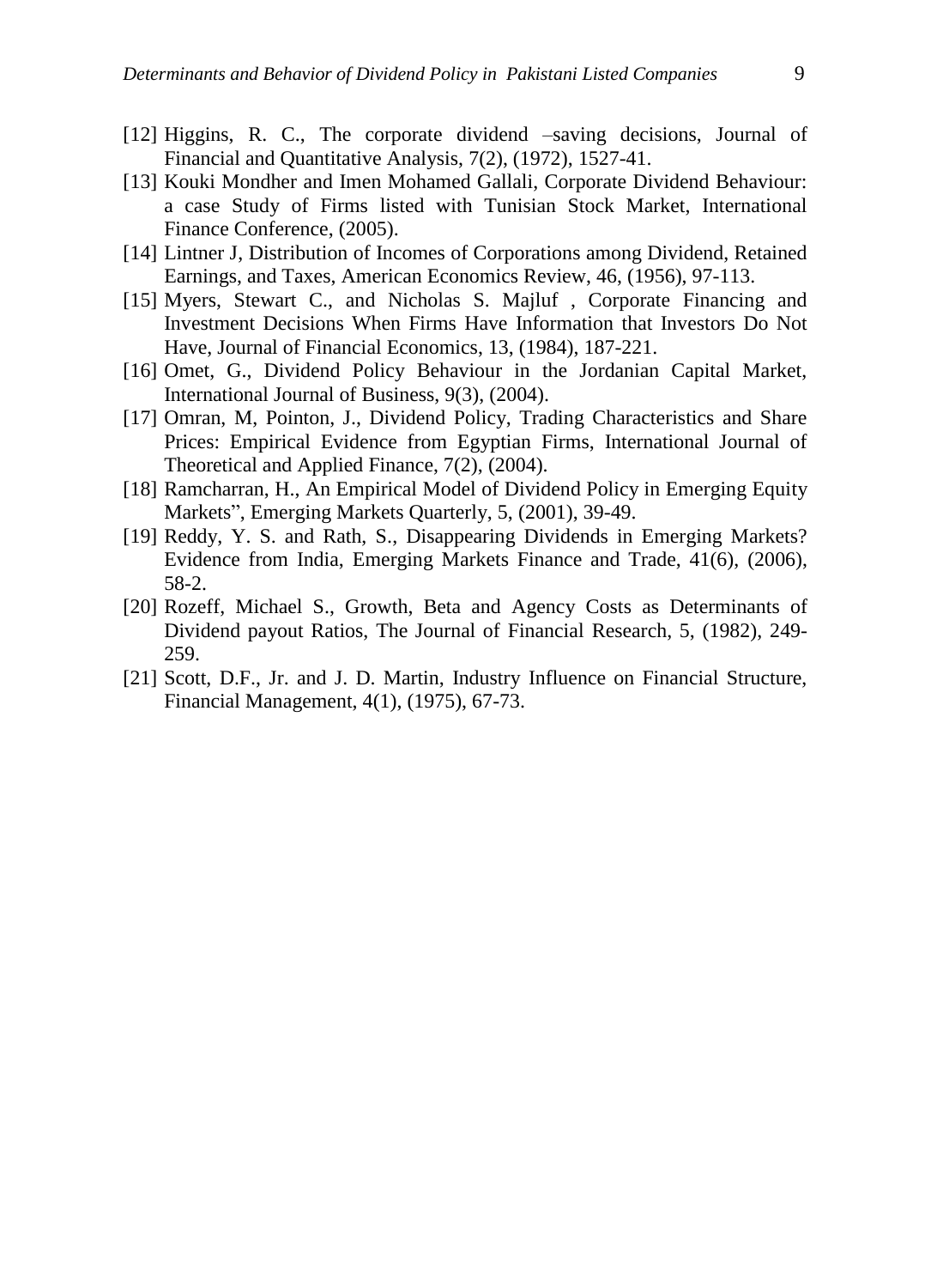[12] Higgins, R. C., The corporate dividend –saving decisions, Journal of Financial and Quantitative Analysis, 7(2), (1972), 1527-41.

[13] Kouki Mondher and Imen Mohamed Gallali, Corporate Dividend Behaviour: a case Study of Firms listed with Tunisian Stock Market, International Finance Conference, (2005).

[14] Lintner J, Distribution of Incomes of Corporations among Dividend, Retained Earnings, and Taxes, American Economics Review, 46, (1956), 97-113.

[15] Myers, Stewart C., and Nicholas S. Majluf , Corporate Financing and Investment Decisions When Firms Have Information that Investors Do Not Have, Journal of Financial Economics, 13, (1984), 187-221.

[16] Omet, G., Dividend Policy Behaviour in the Jordanian Capital Market, International Journal of Business, 9(3), (2004).

[17] Omran, M, Pointon, J., Dividend Policy, Trading Characteristics and Share Prices: Empirical Evidence from Egyptian Firms, International Journal of Theoretical and Applied Finance, 7(2), (2004).

[18] Ramcharran, H., An Empirical Model of Dividend Policy in Emerging Equity Markets", Emerging Markets Quarterly, 5, (2001), 39-49.

[19] Reddy, Y. S. and Rath, S., Disappearing Dividends in Emerging Markets? Evidence from India, Emerging Markets Finance and Trade, 41(6), (2006), 58-2.

[20] Rozeff, Michael S., Growth, Beta and Agency Costs as Determinants of Dividend payout Ratios, The Journal of Financial Research, 5, (1982), 249-259.

[21] Scott, D.F., Jr. and J. D. Martin, Industry Influence on Financial Structure, Financial Management, 4(1), (1975), 67-73.